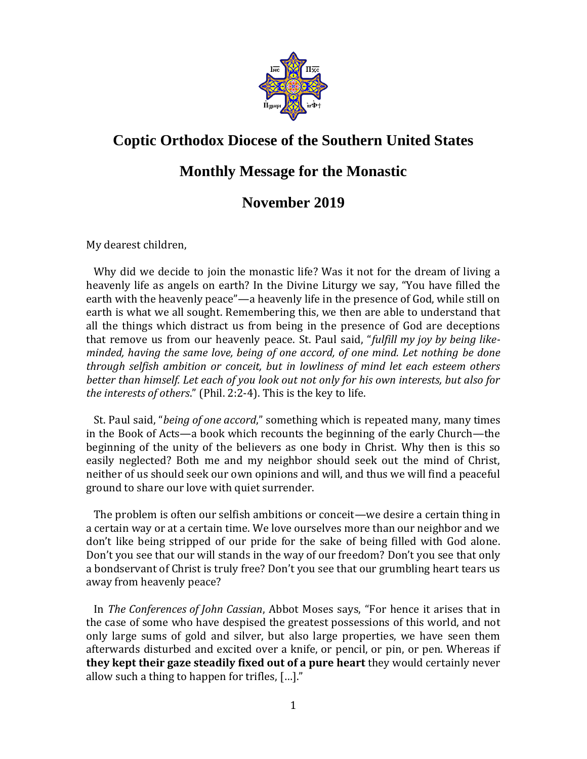# Coptic Orthodox Diocese of the Southern United States

## Monthly Message for the Monastic

## November 2019

My dearest children,

Why did we decide to join the monastic life? Was it not for the dream of living a heavenly life as angels on earth? In the Divine Liturgy we say, "You have filled the earth with the heavenly peace"—a heavenly life in the presence of God, while still on earth is what we all sought. Remembering this, we then are able to understand that all the things which distract us from being in the presence of God are deceptions that remove us from our heavenly peace. St. Paul said, "*fulfill my joy by being like-minded, having the same love, being of one accord, of one mind. Let nothing be done through selfish ambition or conceit, but in lowliness of mind let each esteem others better than himself. Let each of you look out not only for his own interests, but also for the interests of others*." (Phil. 2:2-4). This is the key to life.

St. Paul said, "*being of one accord*," something which is repeated many, many times in the Book of Acts—a book which recounts the beginning of the early Church—the beginning of the unity of the believers as one body in Christ. Why then is this so easily neglected? Both me and my neighbor should seek out the mind of Christ, neither of us should seek our own opinions and will, and thus we will find a peaceful ground to share our love with quiet surrender.

The problem is often our selfish ambitions or conceit—we desire a certain thing in a certain way or at a certain time. We love ourselves more than our neighbor and we don't like being stripped of our pride for the sake of being filled with God alone. Don't you see that our will stands in the way of our freedom? Don't you see that only a bondservant of Christ is truly free? Don't you see that our grumbling heart tears us away from heavenly peace?

In *The Conferences of John Cassian*, Abbot Moses says, "For hence it arises that in the case of some who have despised the greatest possessions of this world, and not only large sums of gold and silver, but also large properties, we have seen them afterwards disturbed and excited over a knife, or pencil, or pin, or pen. Whereas if **they kept their gaze steadily fixed out of a pure heart** they would certainly never allow such a thing to happen for trifles, […]."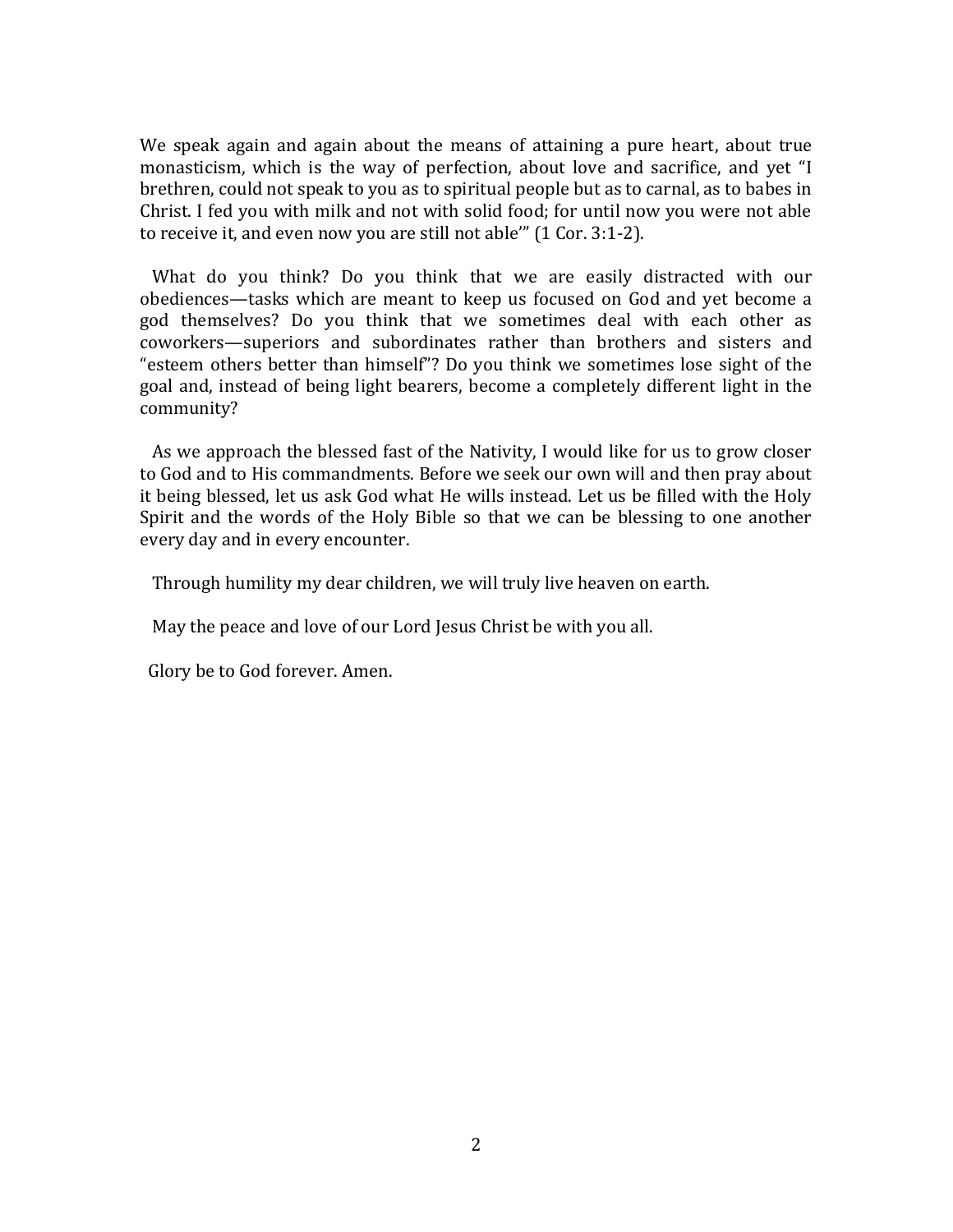We speak again and again about the means of attaining a pure heart, about true monasticism, which is the way of perfection, about love and sacrifice, and yet "I brethren, could not speak to you as to spiritual people but as to carnal, as to babes in Christ. I fed you with milk and not with solid food; for until now you were not able to receive it, and even now you are still not able'" (1 Cor. 3:1-2).

What do you think? Do you think that we are easily distracted with our obediences—tasks which are meant to keep us focused on God and yet become a god themselves? Do you think that we sometimes deal with each other as coworkers—superiors and subordinates rather than brothers and sisters and "esteem others better than himself"? Do you think we sometimes lose sight of the goal and, instead of being light bearers, become a completely different light in the community?

As we approach the blessed fast of the Nativity, I would like for us to grow closer to God and to His commandments. Before we seek our own will and then pray about it being blessed, let us ask God what He wills instead. Let us be filled with the Holy Spirit and the words of the Holy Bible so that we can be blessing to one another every day and in every encounter.

Through humility my dear children, we will truly live heaven on earth.

May the peace and love of our Lord Jesus Christ be with you all.

Glory be to God forever. Amen.